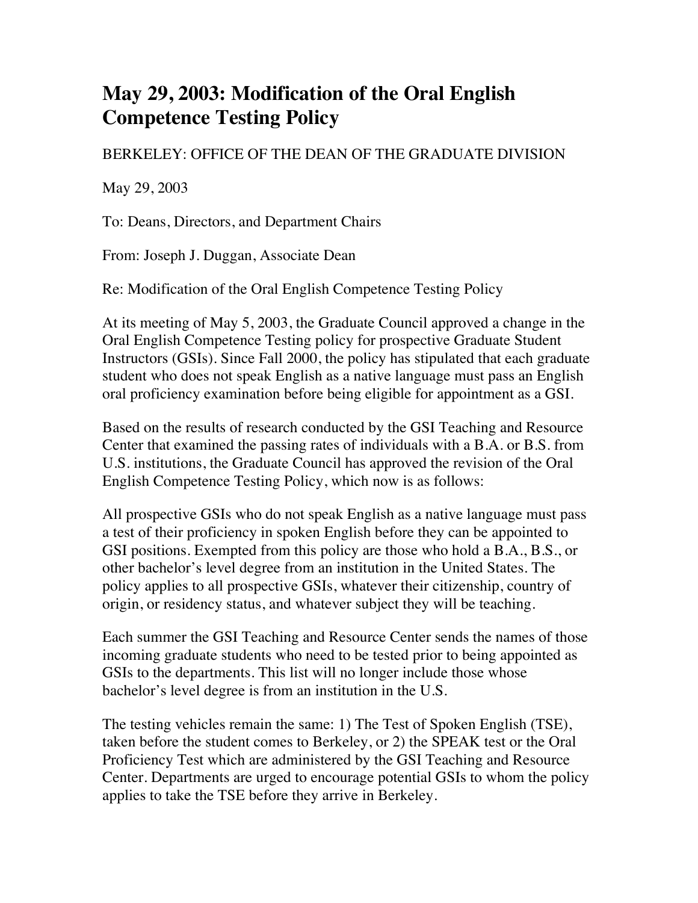# May 29, 2003: Modification of the Oral English Competence Testing Policy

BERKELEY: OFFICE OF THE DEAN OF THE GRADUATE DIVISION

May 29, 2003

To: Deans, Directors, and Department Chairs

From: Joseph J. Duggan, Associate Dean

Re: Modification of the Oral English Competence Testing Policy

At its meeting of May 5, 2003, the Graduate Council approved a change in the Oral English Competence Testing policy for prospective Graduate Student Instructors (GSIs). Since Fall 2000, the policy has stipulated that each graduate student who does not speak English as a native language must pass an English oral proficiency examination before being eligible for appointment as a GSI.

Based on the results of research conducted by the GSI Teaching and Resource Center that examined the passing rates of individuals with a B.A. or B.S. from U.S. institutions, the Graduate Council has approved the revision of the Oral English Competence Testing Policy, which now is as follows:

All prospective GSIs who do not speak English as a native language must pass a test of their proficiency in spoken English before they can be appointed to GSI positions. Exempted from this policy are those who hold a B.A., B.S., or other bachelor's level degree from an institution in the United States. The policy applies to all prospective GSIs, whatever their citizenship, country of origin, or residency status, and whatever subject they will be teaching.

Each summer the GSI Teaching and Resource Center sends the names of those incoming graduate students who need to be tested prior to being appointed as GSIs to the departments. This list will no longer include those whose bachelor's level degree is from an institution in the U.S.

The testing vehicles remain the same: 1) The Test of Spoken English (TSE), taken before the student comes to Berkeley, or 2) the SPEAK test or the Oral Proficiency Test which are administered by the GSI Teaching and Resource Center. Departments are urged to encourage potential GSIs to whom the policy applies to take the TSE before they arrive in Berkeley.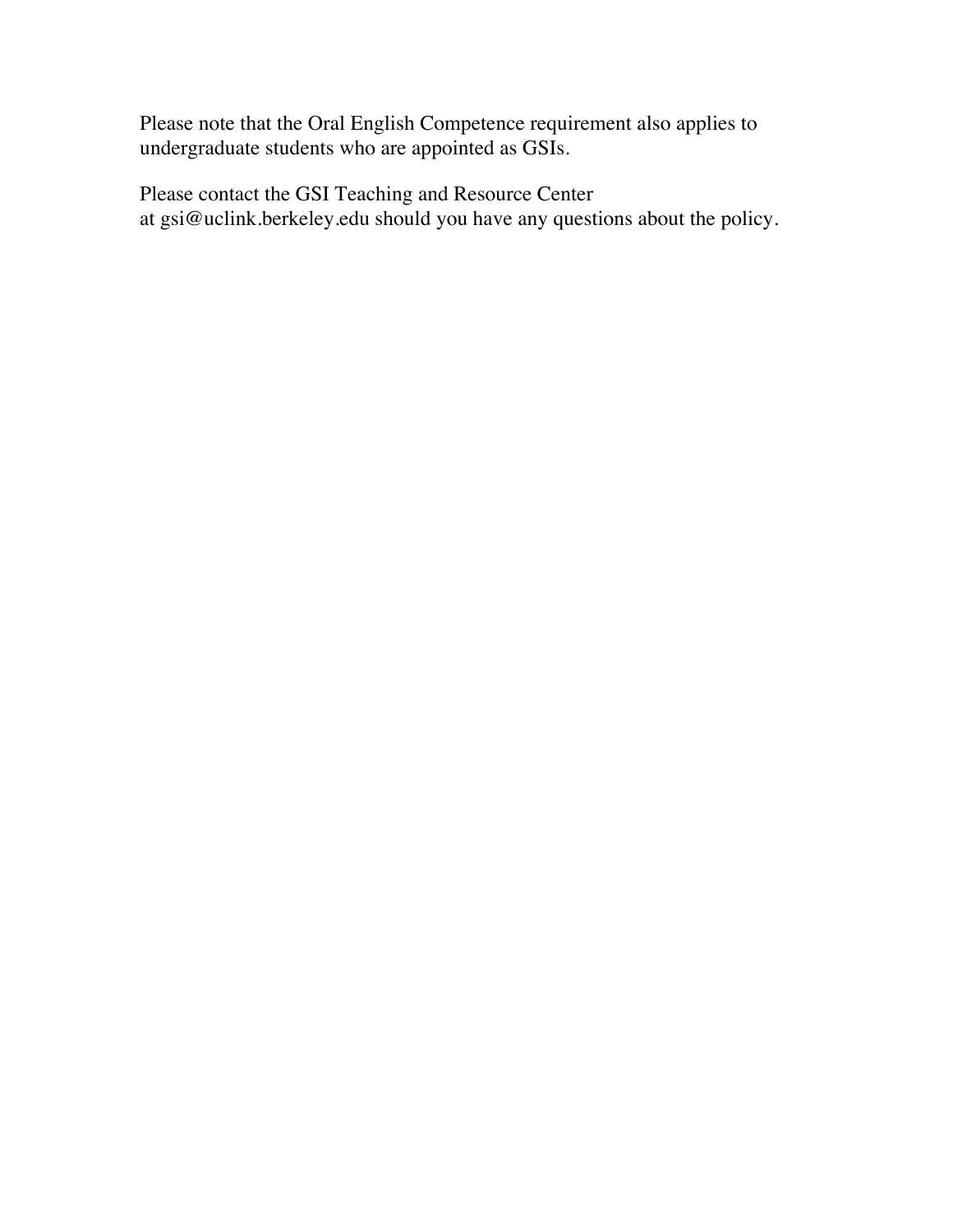Please note that the Oral English Competence requirement also applies to undergraduate students who are appointed as GSIs.

Please contact the GSI Teaching and Resource Center at gsi@uclink.berkeley.edu should you have any questions about the policy.